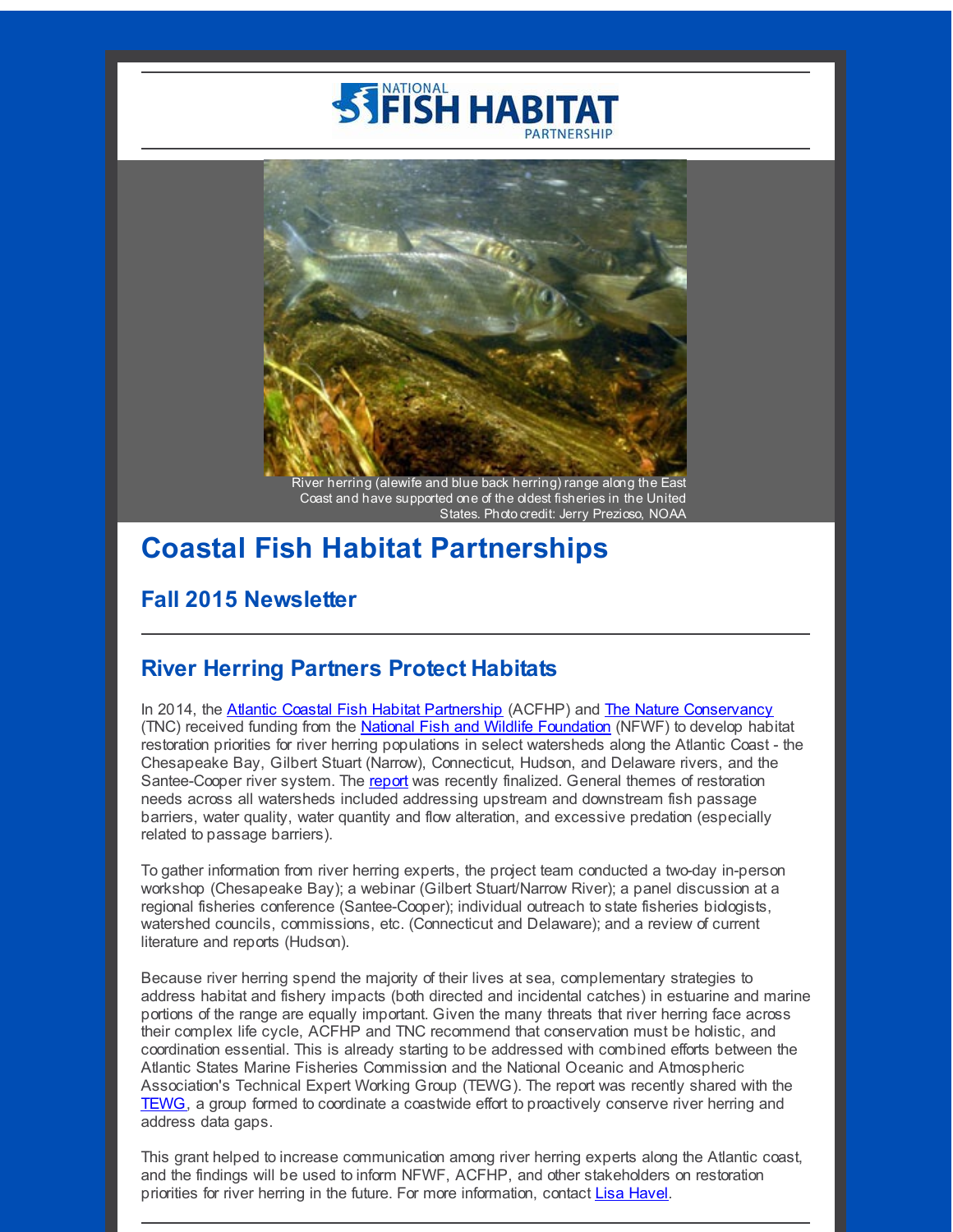NATIONAL FISH HABITAT PARTNERSHIP

River herring (alewife and blue back herring) range along the East Coast and have supported one of the oldest fisheries in the United States. Photo credit: Jerry Prezioso, NOAA

# Coastal Fish Habitat Partnerships

## Fall 2015 Newsletter

---

## River Herring Partners Protect Habitats

In 2014, the Atlantic Coastal Fish Habitat Partnership (ACFHP) and The Nature Conservancy (TNC) received funding from the National Fish and Wildlife Foundation (NFWF) to develop habitat restoration priorities for river herring populations in select watersheds along the Atlantic Coast - the Chesapeake Bay, Gilbert Stuart (Narrow), Connecticut, Hudson, and Delaware rivers, and the Santee-Cooper river system. The report was recently finalized. General themes of restoration needs across all watersheds included addressing upstream and downstream fish passage barriers, water quality, water quantity and flow alteration, and excessive predation (especially related to passage barriers).

To gather information from river herring experts, the project team conducted a two-day in-person workshop (Chesapeake Bay); a webinar (Gilbert Stuart/Narrow River); a panel discussion at a regional fisheries conference (Santee-Cooper); individual outreach to state fisheries biologists, watershed councils, commissions, etc. (Connecticut and Delaware); and a review of current literature and reports (Hudson).

Because river herring spend the majority of their lives at sea, complementary strategies to address habitat and fishery impacts (both directed and incidental catches) in estuarine and marine portions of the range are equally important. Given the many threats that river herring face across their complex life cycle, ACFHP and TNC recommend that conservation must be holistic, and coordination essential. This is already starting to be addressed with combined efforts between the Atlantic States Marine Fisheries Commission and the National Oceanic and Atmospheric Association's Technical Expert Working Group (TEWG). The report was recently shared with the TEWG, a group formed to coordinate a coastwide effort to proactively conserve river herring and address data gaps.

This grant helped to increase communication among river herring experts along the Atlantic coast, and the findings will be used to inform NFWF, ACFHP, and other stakeholders on restoration priorities for river herring in the future. For more information, contact Lisa Havel.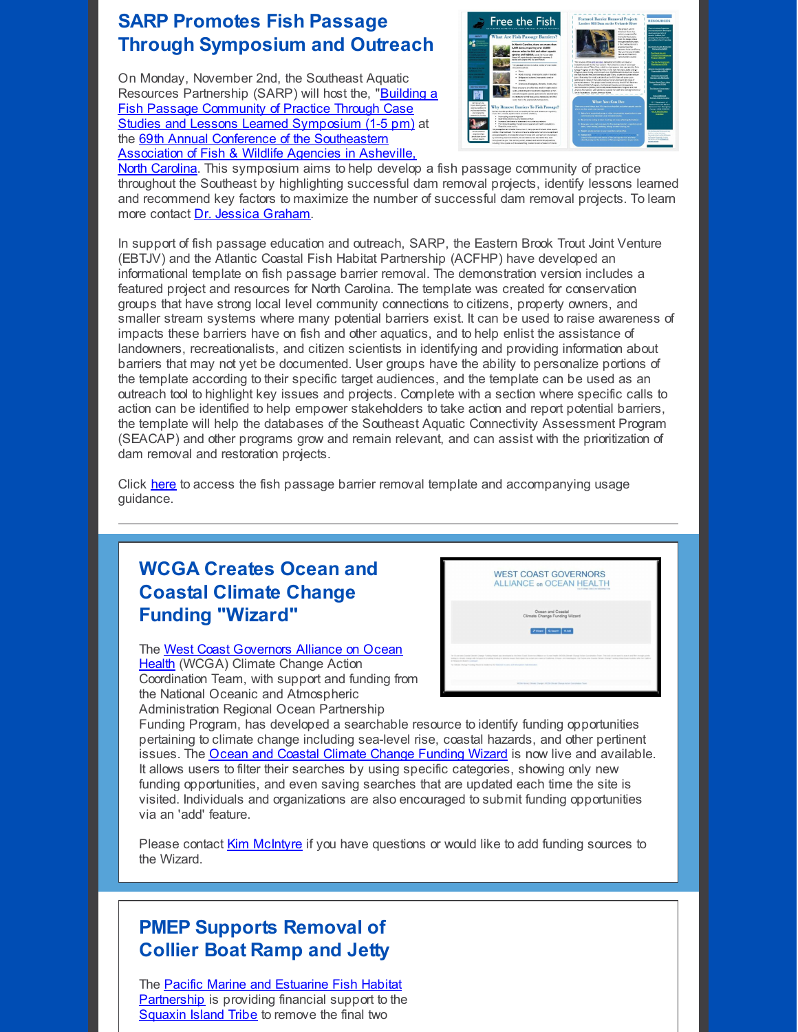## SARP Promotes Fish Passage Through Symposium and Outreach

On Monday, November 2nd, the Southeast Aquatic Resources Partnership (SARP) will host the, "Building a Fish Passage Community of Practice Through Case Studies and Lessons Learned Symposium (1-5 pm) at the 69th Annual Conference of the Southeastern Association of Fish & Wildlife Agencies in Asheville, North Carolina. This symposium aims to help develop a fish passage community of practice throughout the Southeast by highlighting successful dam removal projects, identify lessons learned and recommend key factors to maximize the number of successful dam removal projects. To learn more contact Dr. Jessica Graham.

In support of fish passage education and outreach, SARP, the Eastern Brook Trout Joint Venture (EBTJV) and the Atlantic Coastal Fish Habitat Partnership (ACFHP) have developed an informational template on fish passage barrier removal. The demonstration version includes a featured project and resources for North Carolina. The template was created for conservation groups that have strong local level community connections to citizens, property owners, and smaller stream systems where many potential barriers exist. It can be used to raise awareness of impacts these barriers have on fish and other aquatics, and to help enlist the assistance of landowners, recreationalists, and citizen scientists in identifying and providing information about barriers that may not yet be documented. User groups have the ability to personalize portions of the template according to their specific target audiences, and the template can be used as an outreach tool to highlight key issues and projects. Complete with a section where specific calls to action can be identified to help empower stakeholders to take action and report potential barriers, the template will help the databases of the Southeast Aquatic Connectivity Assessment Program (SEACAP) and other programs grow and remain relevant, and can assist with the prioritization of dam removal and restoration projects.

Click here to access the fish passage barrier removal template and accompanying usage guidance.

---

## WCGA Creates Ocean and Coastal Climate Change Funding "Wizard"

The West Coast Governors Alliance on Ocean Health (WCGA) Climate Change Action Coordination Team, with support and funding from the National Oceanic and Atmospheric Administration Regional Ocean Partnership Funding Program, has developed a searchable resource to identify funding opportunities pertaining to climate change including sea-level rise, coastal hazards, and other pertinent issues. The Ocean and Coastal Climate Change Funding Wizard is now live and available. It allows users to filter their searches by using specific categories, showing only new funding opportunities, and even saving searches that are updated each time the site is visited. Individuals and organizations are also encouraged to submit funding opportunities via an 'add' feature.

Please contact Kim McIntyre if you have questions or would like to add funding sources to the Wizard.

---

## PMEP Supports Removal of Collier Boat Ramp and Jetty

The Pacific Marine and Estuarine Fish Habitat Partnership is providing financial support to the Squaxin Island Tribe to remove the final two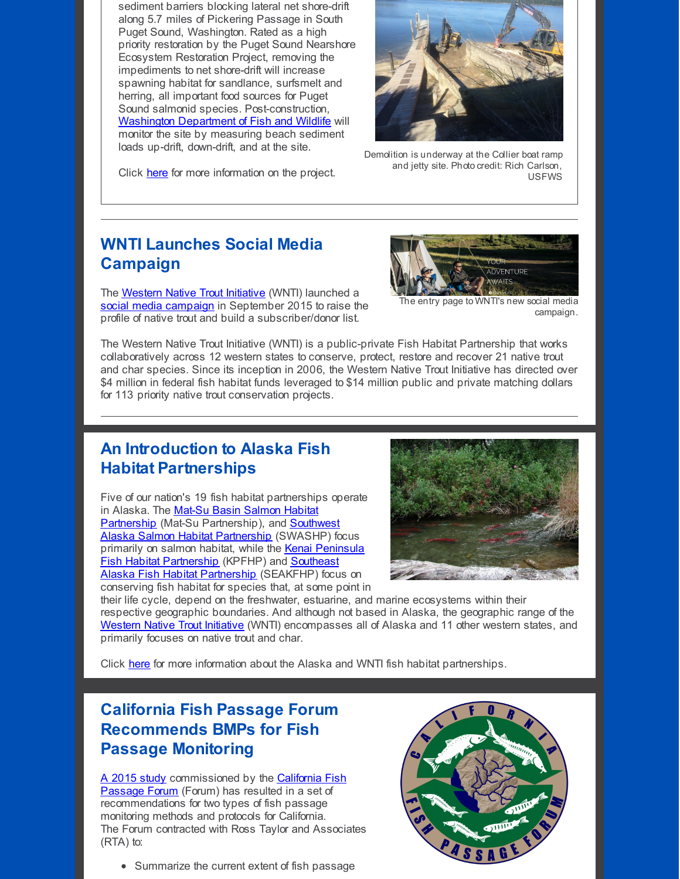sediment barriers blocking lateral net shore-drift along 5.7 miles of Pickering Passage in South Puget Sound, Washington. Rated as a high priority restoration by the Puget Sound Nearshore Ecosystem Restoration Project, removing the impediments to net shore-drift will increase spawning habitat for sandlance, surfsmelt and herring, all important food sources for Puget Sound salmonid species. Post-construction, Washington Department of Fish and Wildlife will monitor the site by measuring beach sediment loads up-drift, down-drift, and at the site.

Click here for more information on the project.

Demolition is underway at the Collier boat ramp and jetty site. Photo credit: Rich Carlson, USFWS

---

## WNTI Launches Social Media Campaign

The Western Native Trout Initiative (WNTI) launched a social media campaign in September 2015 to raise the profile of native trout and build a subscriber/donor list.

The entry page to WNTI's new social media campaign.

The Western Native Trout Initiative (WNTI) is a public-private Fish Habitat Partnership that works collaboratively across 12 western states to conserve, protect, restore and recover 21 native trout and char species. Since its inception in 2006, the Western Native Trout Initiative has directed over $4 million in federal fish habitat funds leveraged to $14 million public and private matching dollars for 113 priority native trout conservation projects.

---

## An Introduction to Alaska Fish Habitat Partnerships

Five of our nation's 19 fish habitat partnerships operate in Alaska. The Mat-Su Basin Salmon Habitat Partnership (Mat-Su Partnership), and Southwest Alaska Salmon Habitat Partnership (SWASHP) focus primarily on salmon habitat, while the Kenai Peninsula Fish Habitat Partnership (KPFHP) and Southeast Alaska Fish Habitat Partnership (SEAKFHP) focus on conserving fish habitat for species that, at some point in their life cycle, depend on the freshwater, estuarine, and marine ecosystems within their respective geographic boundaries. And although not based in Alaska, the geographic range of the Western Native Trout Initiative (WNTI) encompasses all of Alaska and 11 other western states, and primarily focuses on native trout and char.

Click here for more information about the Alaska and WNTI fish habitat partnerships.

---

## California Fish Passage Forum Recommends BMPs for Fish Passage Monitoring

A 2015 study commissioned by the California Fish Passage Forum (Forum) has resulted in a set of recommendations for two types of fish passage monitoring methods and protocols for California. The Forum contracted with Ross Taylor and Associates (RTA) to:

- Summarize the current extent of fish passage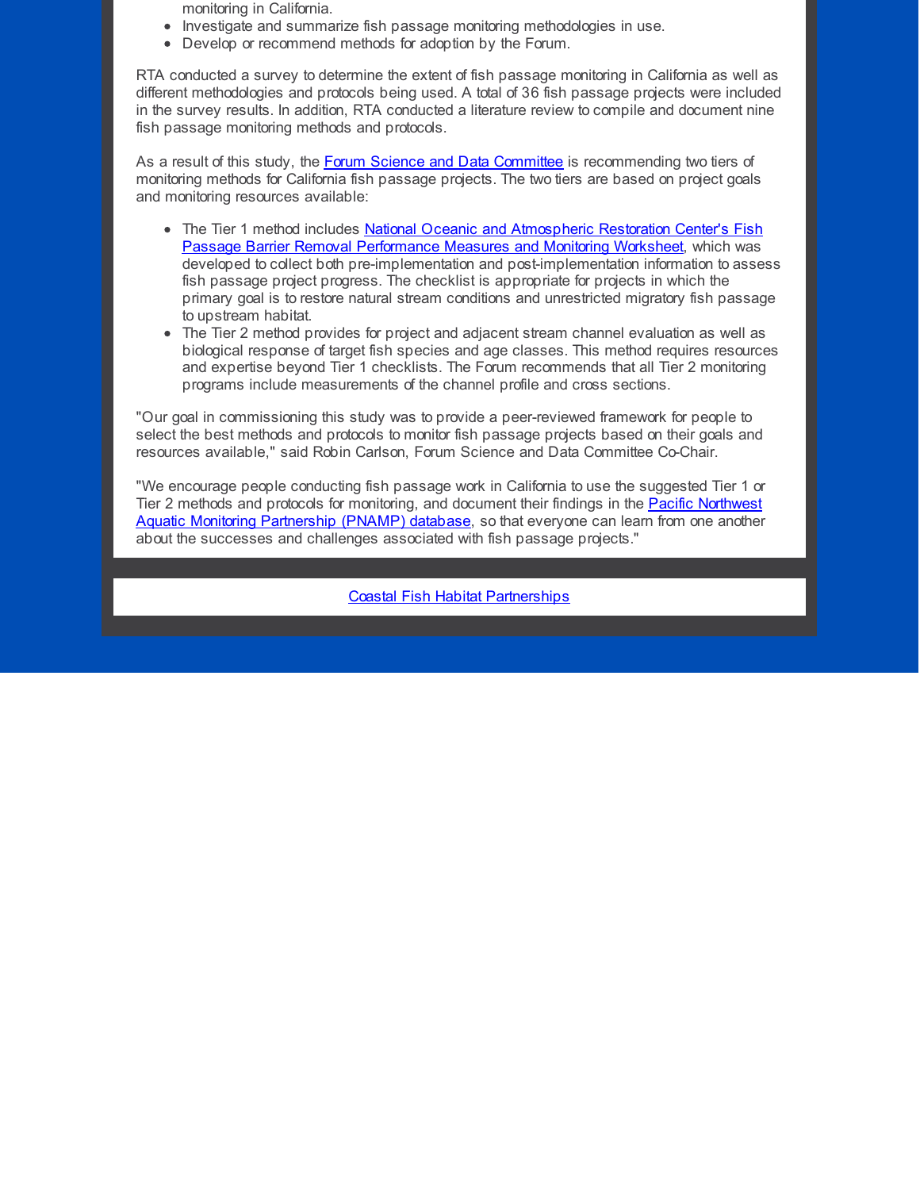- monitoring in California.
- Investigate and summarize fish passage monitoring methodologies in use.
- Develop or recommend methods for adoption by the Forum.

RTA conducted a survey to determine the extent of fish passage monitoring in California as well as different methodologies and protocols being used. A total of 36 fish passage projects were included in the survey results. In addition, RTA conducted a literature review to compile and document nine fish passage monitoring methods and protocols.

As a result of this study, the Forum Science and Data Committee is recommending two tiers of monitoring methods for California fish passage projects. The two tiers are based on project goals and monitoring resources available:

- The Tier 1 method includes National Oceanic and Atmospheric Restoration Center's Fish Passage Barrier Removal Performance Measures and Monitoring Worksheet, which was developed to collect both pre-implementation and post-implementation information to assess fish passage project progress. The checklist is appropriate for projects in which the primary goal is to restore natural stream conditions and unrestricted migratory fish passage to upstream habitat.
- The Tier 2 method provides for project and adjacent stream channel evaluation as well as biological response of target fish species and age classes. This method requires resources and expertise beyond Tier 1 checklists. The Forum recommends that all Tier 2 monitoring programs include measurements of the channel profile and cross sections.

"Our goal in commissioning this study was to provide a peer-reviewed framework for people to select the best methods and protocols to monitor fish passage projects based on their goals and resources available," said Robin Carlson, Forum Science and Data Committee Co-Chair.

"We encourage people conducting fish passage work in California to use the suggested Tier 1 or Tier 2 methods and protocols for monitoring, and document their findings in the Pacific Northwest Aquatic Monitoring Partnership (PNAMP) database, so that everyone can learn from one another about the successes and challenges associated with fish passage projects."

Coastal Fish Habitat Partnerships